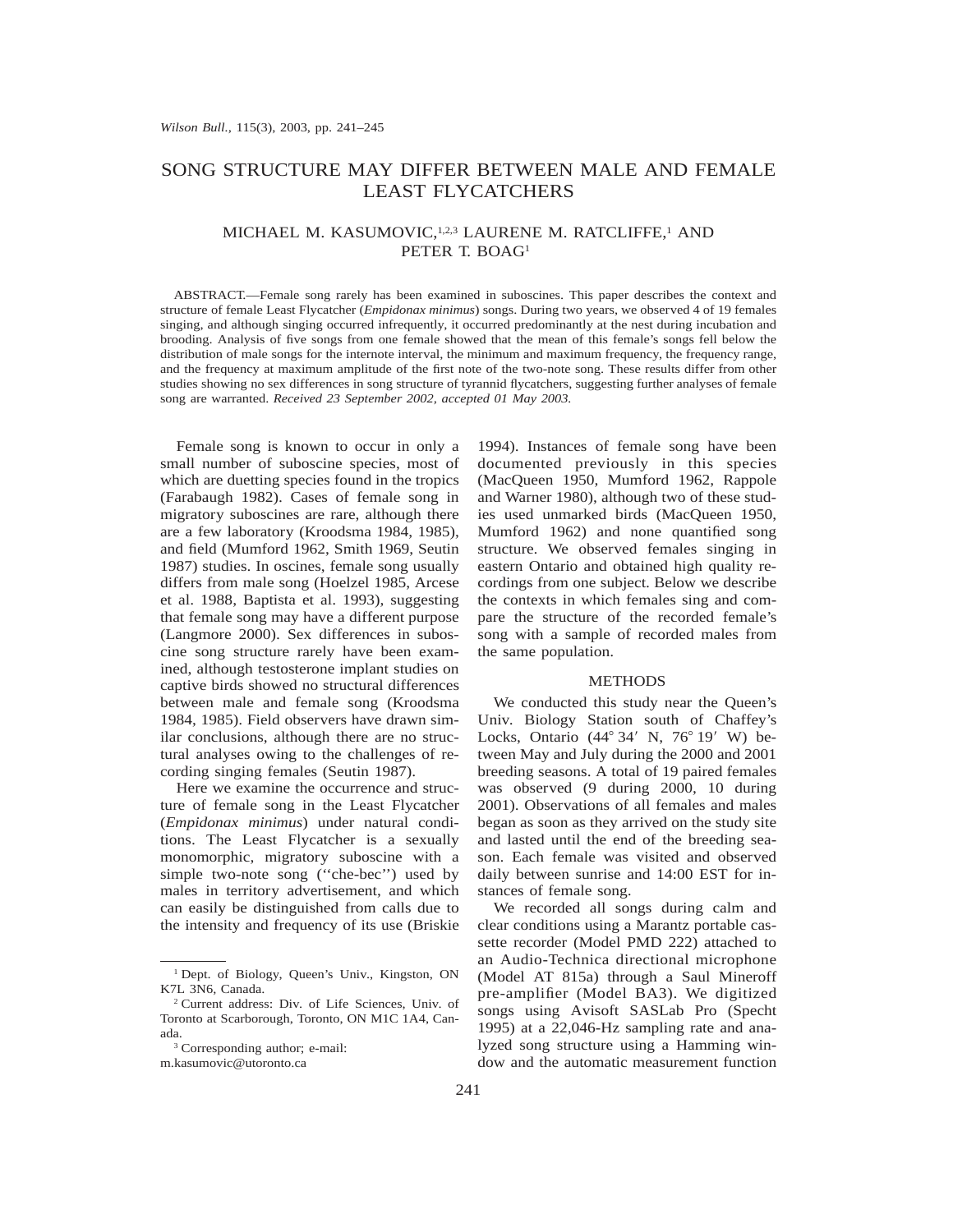# SONG STRUCTURE MAY DIFFER BETWEEN MALE AND FEMALE LEAST FLYCATCHERS

MICHAEL M. KASUMOVIC,[1,2,3] LAURENE M. RATCLIFFE,[1] AND PETER T. BOAG[1]

ABSTRACT.—Female song rarely has been examined in suboscines. This paper describes the context and structure of female Least Flycatcher (*Empidonax minimus*) songs. During two years, we observed 4 of 19 females singing, and although singing occurred infrequently, it occurred predominantly at the nest during incubation and brooding. Analysis of five songs from one female showed that the mean of this female's songs fell below the distribution of male songs for the internote interval, the minimum and maximum frequency, the frequency range, and the frequency at maximum amplitude of the first note of the two-note song. These results differ from other studies showing no sex differences in song structure of tyrannid flycatchers, suggesting further analyses of female song are warranted. *Received 23 September 2002, accepted 01 May 2003.*

Female song is known to occur in only a small number of suboscine species, most of which are duetting species found in the tropics (Farabaugh 1982). Cases of female song in migratory suboscines are rare, although there are a few laboratory (Kroodsma 1984, 1985), and field (Mumford 1962, Smith 1969, Seutin 1987) studies. In oscines, female song usually differs from male song (Hoelzel 1985, Arcese et al. 1988, Baptista et al. 1993), suggesting that female song may have a different purpose (Langmore 2000). Sex differences in suboscine song structure rarely have been examined, although testosterone implant studies on captive birds showed no structural differences between male and female song (Kroodsma 1984, 1985). Field observers have drawn similar conclusions, although there are no structural analyses owing to the challenges of recording singing females (Seutin 1987).

Here we examine the occurrence and structure of female song in the Least Flycatcher (*Empidonax minimus*) under natural conditions. The Least Flycatcher is a sexually monomorphic, migratory suboscine with a simple two-note song (''che-bec'') used by males in territory advertisement, and which can easily be distinguished from calls due to the intensity and frequency of its use (Briskie 1994). Instances of female song have been documented previously in this species (MacQueen 1950, Mumford 1962, Rappole and Warner 1980), although two of these studies used unmarked birds (MacQueen 1950, Mumford 1962) and none quantified song structure. We observed females singing in eastern Ontario and obtained high quality recordings from one subject. Below we describe the contexts in which females sing and compare the structure of the recorded female's song with a sample of recorded males from the same population.

## METHODS

We conducted this study near the Queen's Univ. Biology Station south of Chaffey's Locks, Ontario (44° 34′ N, 76° 19′ W) between May and July during the 2000 and 2001 breeding seasons. A total of 19 paired females was observed (9 during 2000, 10 during 2001). Observations of all females and males began as soon as they arrived on the study site and lasted until the end of the breeding season. Each female was visited and observed daily between sunrise and 14:00 EST for instances of female song.

We recorded all songs during calm and clear conditions using a Marantz portable cassette recorder (Model PMD 222) attached to an Audio-Technica directional microphone (Model AT 815a) through a Saul Mineroff pre-amplifier (Model BA3). We digitized songs using Avisoft SASLab Pro (Specht 1995) at a 22,046-Hz sampling rate and analyzed song structure using a Hamming window and the automatic measurement function

---

[1] Dept. of Biology, Queen's Univ., Kingston, ON K7L 3N6, Canada.

[2] Current address: Div. of Life Sciences, Univ. of Toronto at Scarborough, Toronto, ON M1C 1A4, Canada.

[3] Corresponding author; e-mail: m.kasumovic@utoronto.ca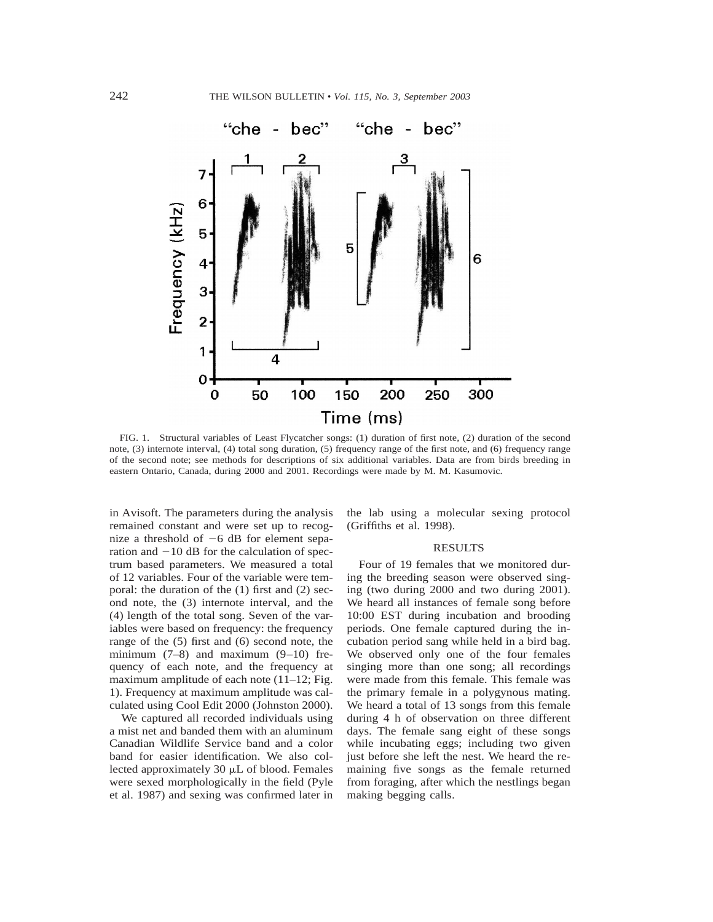FIG. 1. Structural variables of Least Flycatcher songs: (1) duration of first note, (2) duration of the second note, (3) internote interval, (4) total song duration, (5) frequency range of the first note, and (6) frequency range of the second note; see methods for descriptions of six additional variables. Data are from birds breeding in eastern Ontario, Canada, during 2000 and 2001. Recordings were made by M. M. Kasumovic.

in Avisoft. The parameters during the analysis remained constant and were set up to recognize a threshold of −6 dB for element separation and −10 dB for the calculation of spectrum based parameters. We measured a total of 12 variables. Four of the variable were temporal: the duration of the (1) first and (2) second note, the (3) internote interval, and the (4) length of the total song. Seven of the variables were based on frequency: the frequency range of the (5) first and (6) second note, the minimum (7–8) and maximum (9–10) frequency of each note, and the frequency at maximum amplitude of each note (11–12; Fig. 1). Frequency at maximum amplitude was calculated using Cool Edit 2000 (Johnston 2000).

We captured all recorded individuals using a mist net and banded them with an aluminum Canadian Wildlife Service band and a color band for easier identification. We also collected approximately 30 μL of blood. Females were sexed morphologically in the field (Pyle et al. 1987) and sexing was confirmed later in the lab using a molecular sexing protocol (Griffiths et al. 1998).

## RESULTS

Four of 19 females that we monitored during the breeding season were observed singing (two during 2000 and two during 2001). We heard all instances of female song before 10:00 EST during incubation and brooding periods. One female captured during the incubation period sang while held in a bird bag. We observed only one of the four females singing more than one song; all recordings were made from this female. This female was the primary female in a polygynous mating. We heard a total of 13 songs from this female during 4 h of observation on three different days. The female sang eight of these songs while incubating eggs; including two given just before she left the nest. We heard the remaining five songs as the female returned from foraging, after which the nestlings began making begging calls.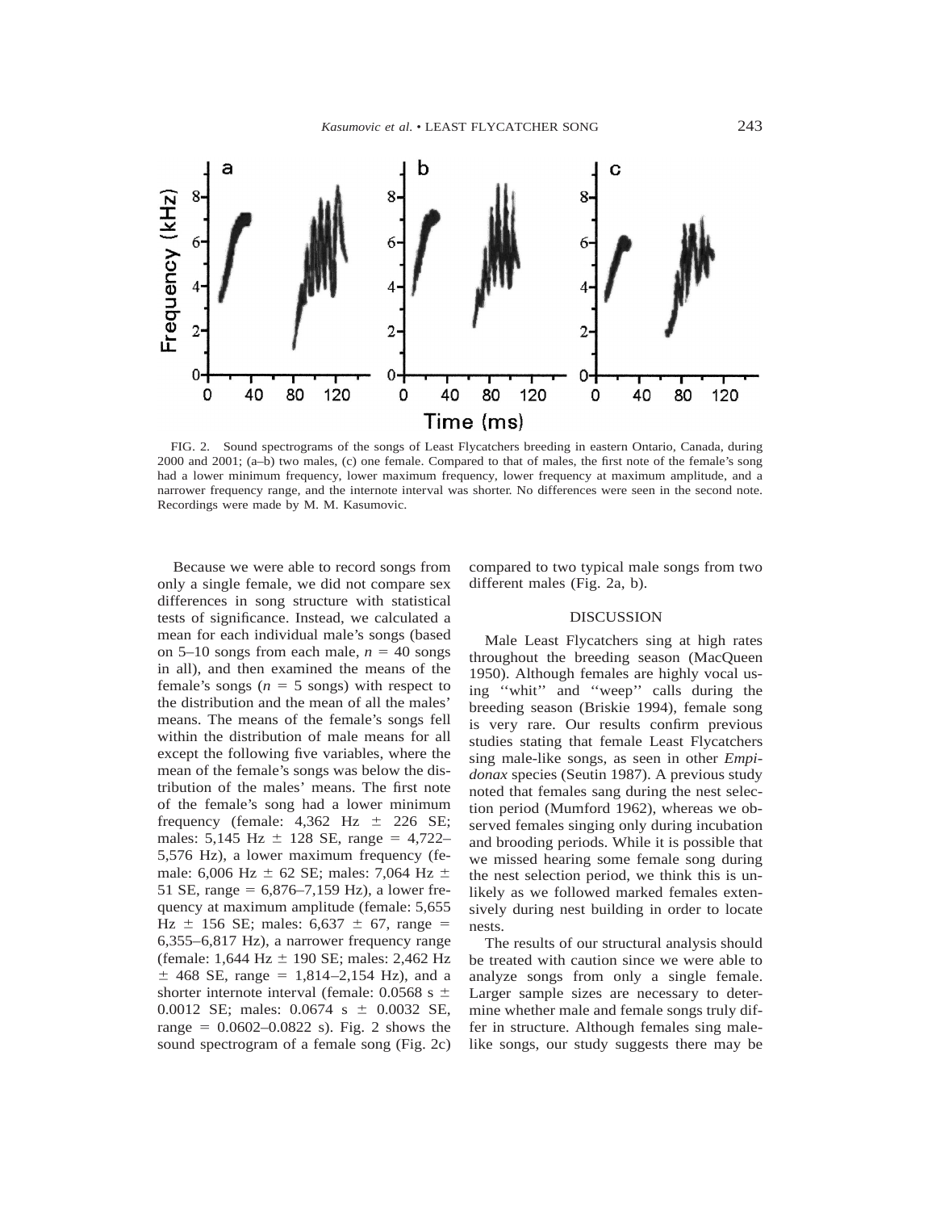FIG. 2. Sound spectrograms of the songs of Least Flycatchers breeding in eastern Ontario, Canada, during 2000 and 2001; (a–b) two males, (c) one female. Compared to that of males, the first note of the female's song had a lower minimum frequency, lower maximum frequency, lower frequency at maximum amplitude, and a narrower frequency range, and the internote interval was shorter. No differences were seen in the second note. Recordings were made by M. M. Kasumovic.

Because we were able to record songs from only a single female, we did not compare sex differences in song structure with statistical tests of significance. Instead, we calculated a mean for each individual male's songs (based on 5–10 songs from each male, $n = 40$ songs in all), and then examined the means of the female's songs ($n = 5$ songs) with respect to the distribution and the mean of all the males' means. The means of the female's songs fell within the distribution of male means for all except the following five variables, where the mean of the female's songs was below the distribution of the males' means. The first note of the female's song had a lower minimum frequency (female: 4,362 Hz ± 226 SE; males: 5,145 Hz ± 128 SE, range = 4,722–5,576 Hz), a lower maximum frequency (female: 6,006 Hz ± 62 SE; males: 7,064 Hz ± 51 SE, range = 6,876–7,159 Hz), a lower frequency at maximum amplitude (female: 5,655 Hz ± 156 SE; males: 6,637 ± 67, range = 6,355–6,817 Hz), a narrower frequency range (female: 1,644 Hz ± 190 SE; males: 2,462 Hz ± 468 SE, range = 1,814–2,154 Hz), and a shorter internote interval (female: 0.0568 s ± 0.0012 SE; males: 0.0674 s ± 0.0032 SE, range = 0.0602–0.0822 s). Fig. 2 shows the sound spectrogram of a female song (Fig. 2c) compared to two typical male songs from two different males (Fig. 2a, b).

## DISCUSSION

Male Least Flycatchers sing at high rates throughout the breeding season (MacQueen 1950). Although females are highly vocal using ''whit'' and ''weep'' calls during the breeding season (Briskie 1994), female song is very rare. Our results confirm previous studies stating that female Least Flycatchers sing male-like songs, as seen in other *Empidonax* species (Seutin 1987). A previous study noted that females sang during the nest selection period (Mumford 1962), whereas we observed females singing only during incubation and brooding periods. While it is possible that we missed hearing some female song during the nest selection period, we think this is unlikely as we followed marked females extensively during nest building in order to locate nests.

The results of our structural analysis should be treated with caution since we were able to analyze songs from only a single female. Larger sample sizes are necessary to determine whether male and female songs truly differ in structure. Although females sing male-like songs, our study suggests there may be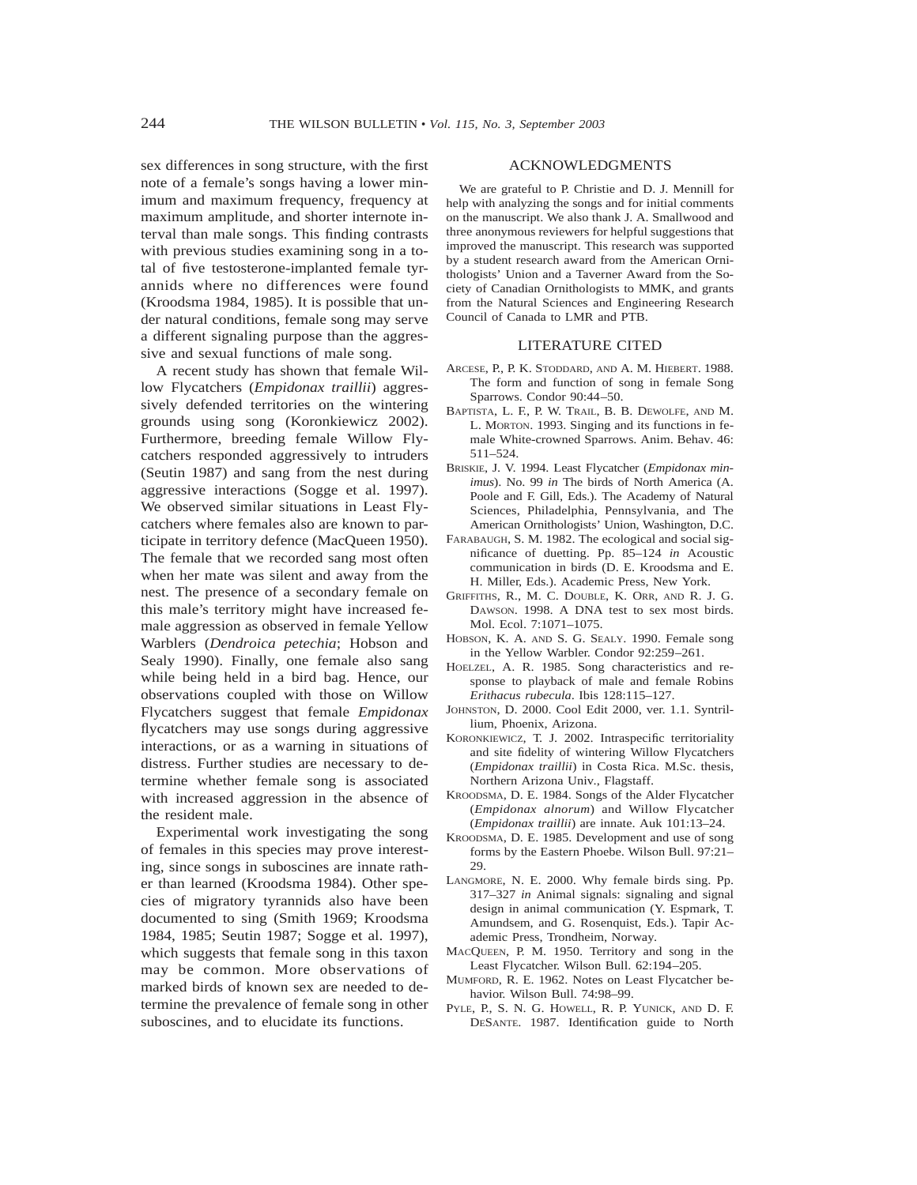sex differences in song structure, with the first note of a female's songs having a lower minimum and maximum frequency, frequency at maximum amplitude, and shorter internote interval than male songs. This finding contrasts with previous studies examining song in a total of five testosterone-implanted female tyrannids where no differences were found (Kroodsma 1984, 1985). It is possible that under natural conditions, female song may serve a different signaling purpose than the aggressive and sexual functions of male song.

A recent study has shown that female Willow Flycatchers (*Empidonax traillii*) aggressively defended territories on the wintering grounds using song (Koronkiewicz 2002). Furthermore, breeding female Willow Flycatchers responded aggressively to intruders (Seutin 1987) and sang from the nest during aggressive interactions (Sogge et al. 1997). We observed similar situations in Least Flycatchers where females also are known to participate in territory defence (MacQueen 1950). The female that we recorded sang most often when her mate was silent and away from the nest. The presence of a secondary female on this male's territory might have increased female aggression as observed in female Yellow Warblers (*Dendroica petechia*; Hobson and Sealy 1990). Finally, one female also sang while being held in a bird bag. Hence, our observations coupled with those on Willow Flycatchers suggest that female *Empidonax* flycatchers may use songs during aggressive interactions, or as a warning in situations of distress. Further studies are necessary to determine whether female song is associated with increased aggression in the absence of the resident male.

Experimental work investigating the song of females in this species may prove interesting, since songs in suboscines are innate rather than learned (Kroodsma 1984). Other species of migratory tyrannids also have been documented to sing (Smith 1969; Kroodsma 1984, 1985; Seutin 1987; Sogge et al. 1997), which suggests that female song in this taxon may be common. More observations of marked birds of known sex are needed to determine the prevalence of female song in other suboscines, and to elucidate its functions.

## ACKNOWLEDGMENTS

We are grateful to P. Christie and D. J. Mennill for help with analyzing the songs and for initial comments on the manuscript. We also thank J. A. Smallwood and three anonymous reviewers for helpful suggestions that improved the manuscript. This research was supported by a student research award from the American Ornithologists' Union and a Taverner Award from the Society of Canadian Ornithologists to MMK, and grants from the Natural Sciences and Engineering Research Council of Canada to LMR and PTB.

## LITERATURE CITED

ARCESE, P., P. K. STODDARD, AND A. M. HIEBERT. 1988. The form and function of song in female Song Sparrows. Condor 90:44–50.

BAPTISTA, L. F., P. W. TRAIL, B. B. DEWOLFE, AND M. L. MORTON. 1993. Singing and its functions in female White-crowned Sparrows. Anim. Behav. 46: 511–524.

BRISKIE, J. V. 1994. Least Flycatcher (*Empidonax minimus*). No. 99 *in* The birds of North America (A. Poole and F. Gill, Eds.). The Academy of Natural Sciences, Philadelphia, Pennsylvania, and The American Ornithologists' Union, Washington, D.C.

FARABAUGH, S. M. 1982. The ecological and social significance of duetting. Pp. 85–124 *in* Acoustic communication in birds (D. E. Kroodsma and E. H. Miller, Eds.). Academic Press, New York.

GRIFFITHS, R., M. C. DOUBLE, K. ORR, AND R. J. G. DAWSON. 1998. A DNA test to sex most birds. Mol. Ecol. 7:1071–1075.

HOBSON, K. A. AND S. G. SEALY. 1990. Female song in the Yellow Warbler. Condor 92:259–261.

HOELZEL, A. R. 1985. Song characteristics and response to playback of male and female Robins *Erithacus rubecula*. Ibis 128:115–127.

JOHNSTON, D. 2000. Cool Edit 2000, ver. 1.1. Syntrillium, Phoenix, Arizona.

KORONKIEWICZ, T. J. 2002. Intraspecific territoriality and site fidelity of wintering Willow Flycatchers (*Empidonax traillii*) in Costa Rica. M.Sc. thesis, Northern Arizona Univ., Flagstaff.

KROODSMA, D. E. 1984. Songs of the Alder Flycatcher (*Empidonax alnorum*) and Willow Flycatcher (*Empidonax traillii*) are innate. Auk 101:13–24.

KROODSMA, D. E. 1985. Development and use of song forms by the Eastern Phoebe. Wilson Bull. 97:21–29.

LANGMORE, N. E. 2000. Why female birds sing. Pp. 317–327 *in* Animal signals: signaling and signal design in animal communication (Y. Espmark, T. Amundsem, and G. Rosenquist, Eds.). Tapir Academic Press, Trondheim, Norway.

MACQUEEN, P. M. 1950. Territory and song in the Least Flycatcher. Wilson Bull. 62:194–205.

MUMFORD, R. E. 1962. Notes on Least Flycatcher behavior. Wilson Bull. 74:98–99.

PYLE, P., S. N. G. HOWELL, R. P. YUNICK, AND D. F. DESANTE. 1987. Identification guide to North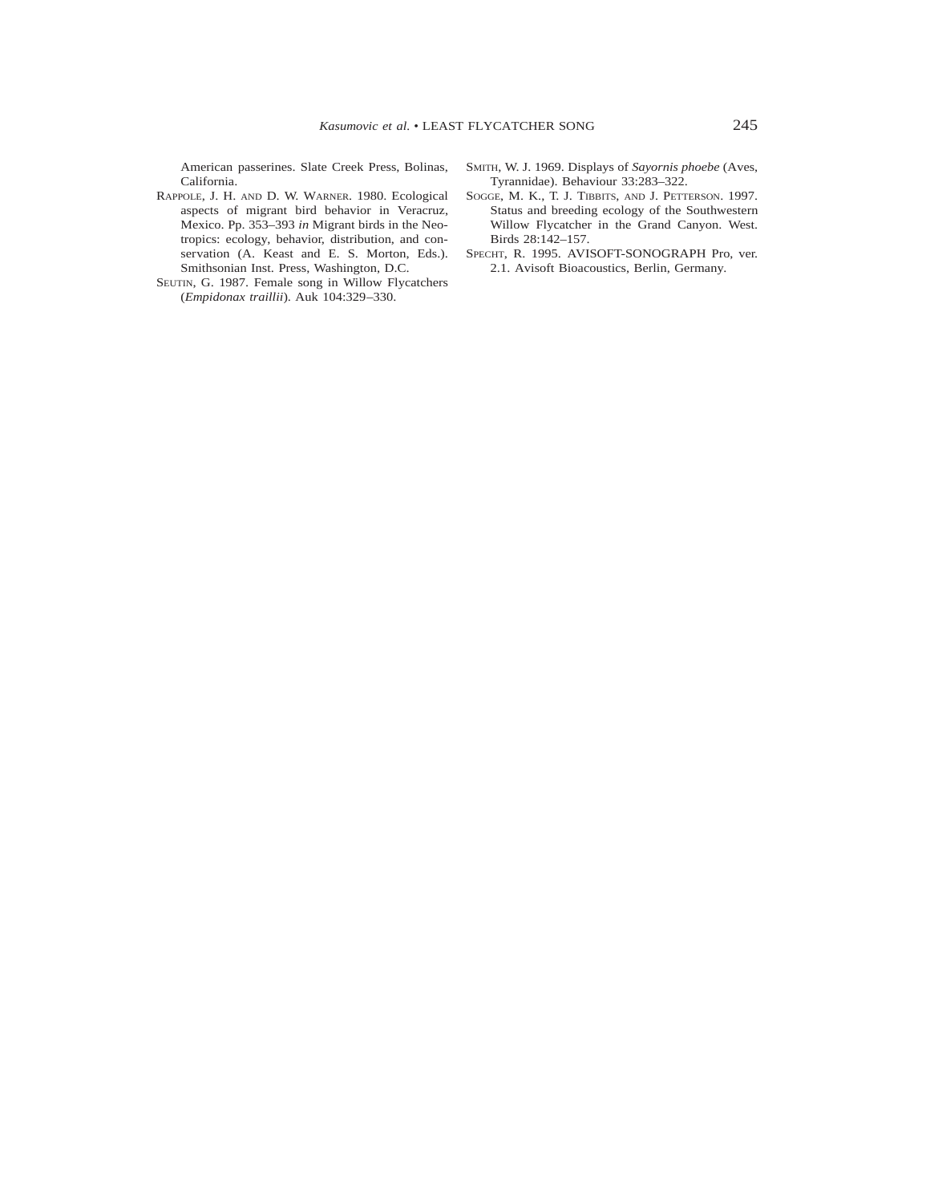American passerines. Slate Creek Press, Bolinas, California.

RAPPOLE, J. H. AND D. W. WARNER. 1980. Ecological aspects of migrant bird behavior in Veracruz, Mexico. Pp. 353–393 *in* Migrant birds in the Neotropics: ecology, behavior, distribution, and conservation (A. Keast and E. S. Morton, Eds.). Smithsonian Inst. Press, Washington, D.C.

SEUTIN, G. 1987. Female song in Willow Flycatchers (*Empidonax traillii*). Auk 104:329–330.

SMITH, W. J. 1969. Displays of *Sayornis phoebe* (Aves, Tyrannidae). Behaviour 33:283–322.

SOGGE, M. K., T. J. TIBBITS, AND J. PETTERSON. 1997. Status and breeding ecology of the Southwestern Willow Flycatcher in the Grand Canyon. West. Birds 28:142–157.

SPECHT, R. 1995. AVISOFT-SONOGRAPH Pro, ver. 2.1. Avisoft Bioacoustics, Berlin, Germany.